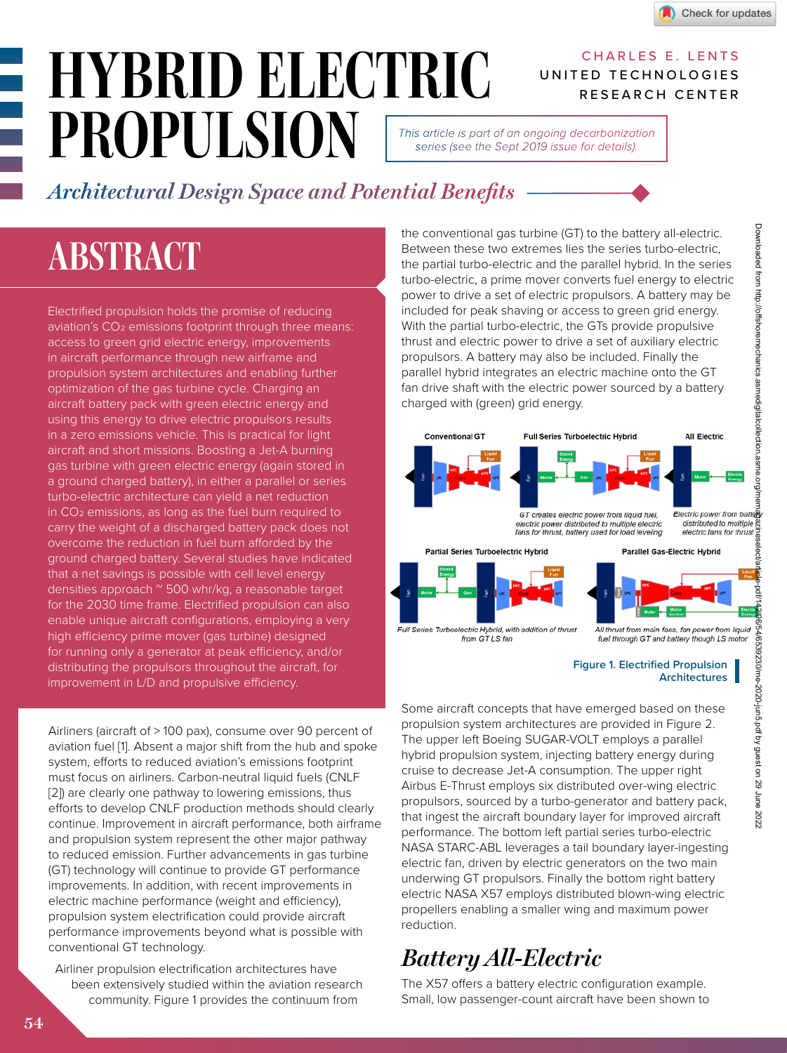# HYBRID ELECTRIC PROPULSION

CHARLES E. LENTS
UNITED TECHNOLOGIES RESEARCH CENTER

*This article is part of an ongoing decarbonization series (see the Sept 2019 issue for details).*

## *Architectural Design Space and Potential Benefits*

## ABSTRACT

Electrified propulsion holds the promise of reducing aviation's $CO_2$ emissions footprint through three means: access to green grid electric energy, improvements in aircraft performance through new airframe and propulsion system architectures and enabling further optimization of the gas turbine cycle. Charging an aircraft battery pack with green electric energy and using this energy to drive electric propulsors results in a zero emissions vehicle. This is practical for light aircraft and short missions. Boosting a Jet-A burning gas turbine with green electric energy (again stored in a ground charged battery), in either a parallel or series turbo-electric architecture can yield a net reduction in $CO_2$ emissions, as long as the fuel burn required to carry the weight of a discharged battery pack does not overcome the reduction in fuel burn afforded by the ground charged battery. Several studies have indicated that a net savings is possible with cell level energy densities approach ~ 500 whr/kg, a reasonable target for the 2030 time frame. Electrified propulsion can also enable unique aircraft configurations, employing a very high efficiency prime mover (gas turbine) designed for running only a generator at peak efficiency, and/or distributing the propulsors throughout the aircraft, for improvement in L/D and propulsive efficiency.

Airliners (aircraft of > 100 pax), consume over 90 percent of aviation fuel [1]. Absent a major shift from the hub and spoke system, efforts to reduced aviation's emissions footprint must focus on airliners. Carbon-neutral liquid fuels (CNLF [2]) are clearly one pathway to lowering emissions, thus efforts to develop CNLF production methods should clearly continue. Improvement in aircraft performance, both airframe and propulsion system represent the other major pathway to reduced emission. Further advancements in gas turbine (GT) technology will continue to provide GT performance improvements. In addition, with recent improvements in electric machine performance (weight and efficiency), propulsion system electrification could provide aircraft performance improvements beyond what is possible with conventional GT technology.

Airliner propulsion electrification architectures have been extensively studied within the aviation research community. Figure 1 provides the continuum from the conventional gas turbine (GT) to the battery all-electric. Between these two extremes lies the series turbo-electric, the partial turbo-electric and the parallel hybrid. In the series turbo-electric, a prime mover converts fuel energy to electric power to drive a set of electric propulsors. A battery may be included for peak shaving or access to green grid energy. With the partial turbo-electric, the GTs provide propulsive thrust and electric power to drive a set of auxiliary electric propulsors. A battery may also be included. Finally the parallel hybrid integrates an electric machine onto the GT fan drive shaft with the electric power sourced by a battery charged with (green) grid energy.

Conventional GT | Full Series Turboelectric Hybrid | All Electric

GT creates electric power from liquid fuel, electric power distributed to multiple electric fans for thrust, battery used for load leveling

Electric power from battery distributed to multiple electric fans for thrust

Partial Series Turboelectric Hybrid | Parallel Gas-Electric Hybrid

Full Series Turboelectric Hybrid, with addition of thrust from GT LS fan

All thrust from main fans, fan power from liquid fuel through GT and battery though LS motor

**Figure 1. Electrified Propulsion Architectures**

Some aircraft concepts that have emerged based on these propulsion system architectures are provided in Figure 2. The upper left Boeing SUGAR-VOLT employs a parallel hybrid propulsion system, injecting battery energy during cruise to decrease Jet-A consumption. The upper right Airbus E-Thrust employs six distributed over-wing electric propulsors, sourced by a turbo-generator and battery pack, that ingest the aircraft boundary layer for improved aircraft performance. The bottom left partial series turbo-electric NASA STARC-ABL leverages a tail boundary layer-ingesting electric fan, driven by electric generators on the two main underwing GT propulsors. Finally the bottom right battery electric NASA X57 employs distributed blown-wing electric propellers enabling a smaller wing and maximum power reduction.

## *Battery All-Electric*

The X57 offers a battery electric configuration example. Small, low passenger-count aircraft have been shown to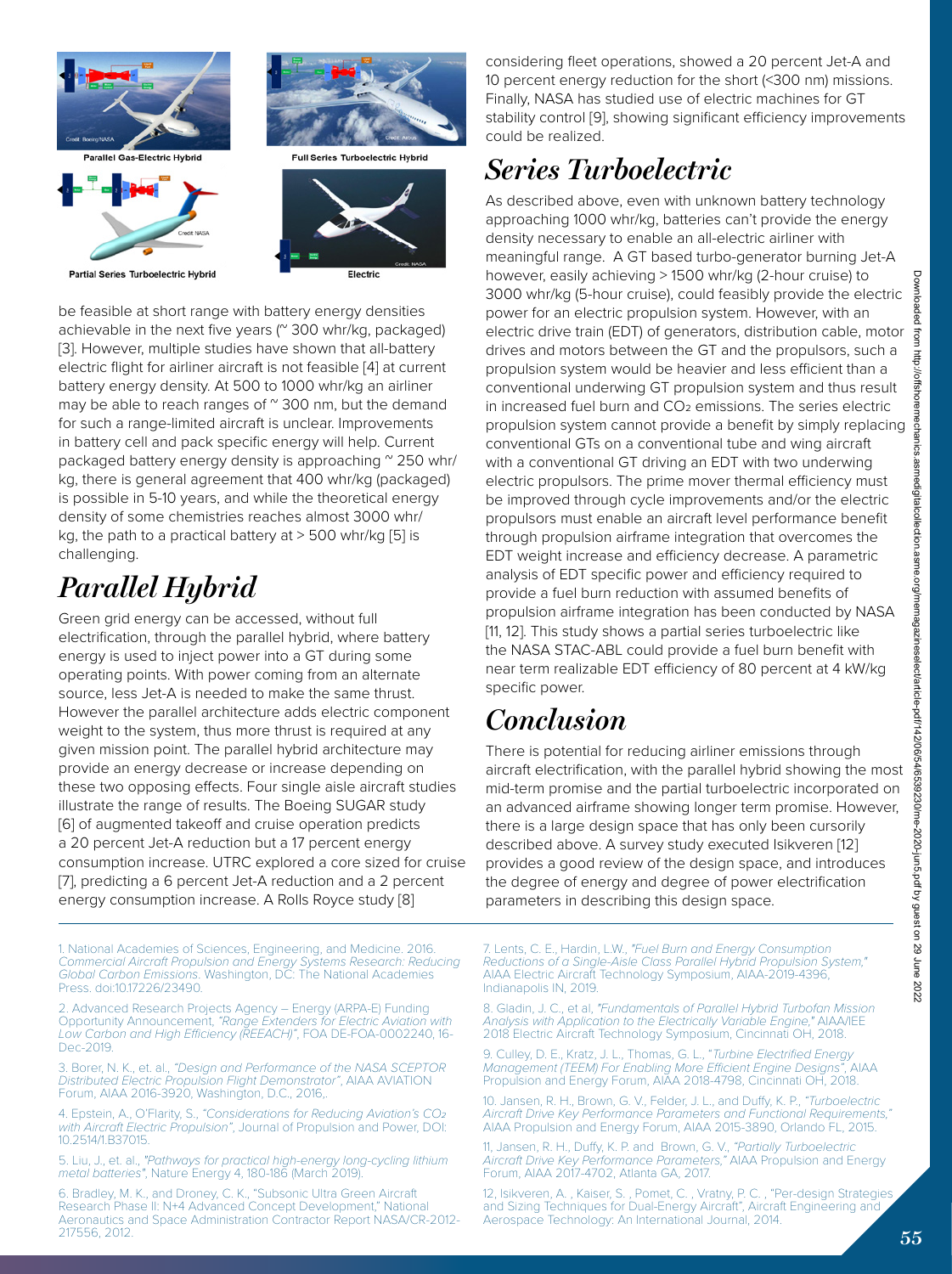Parallel Gas-Electric Hybrid

Full Series Turboelectric Hybrid

Partial Series Turboelectric Hybrid

Electric

be feasible at short range with battery energy densities achievable in the next five years (~ 300 whr/kg, packaged) [3]. However, multiple studies have shown that all-battery electric flight for airliner aircraft is not feasible [4] at current battery energy density. At 500 to 1000 whr/kg an airliner may be able to reach ranges of ~ 300 nm, but the demand for such a range-limited aircraft is unclear. Improvements in battery cell and pack specific energy will help. Current packaged battery energy density is approaching ~ 250 whr/kg, there is general agreement that 400 whr/kg (packaged) is possible in 5-10 years, and while the theoretical energy density of some chemistries reaches almost 3000 whr/kg, the path to a practical battery at > 500 whr/kg [5] is challenging.

## Parallel Hybrid

Green grid energy can be accessed, without full electrification, through the parallel hybrid, where battery energy is used to inject power into a GT during some operating points. With power coming from an alternate source, less Jet-A is needed to make the same thrust. However the parallel architecture adds electric component weight to the system, thus more thrust is required at any given mission point. The parallel hybrid architecture may provide an energy decrease or increase depending on these two opposing effects. Four single aisle aircraft studies illustrate the range of results. The Boeing SUGAR study [6] of augmented takeoff and cruise operation predicts a 20 percent Jet-A reduction but a 17 percent energy consumption increase. UTRC explored a core sized for cruise [7], predicting a 6 percent Jet-A reduction and a 2 percent energy consumption increase. A Rolls Royce study [8] considering fleet operations, showed a 20 percent Jet-A and 10 percent energy reduction for the short (<300 nm) missions. Finally, NASA has studied use of electric machines for GT stability control [9], showing significant efficiency improvements could be realized.

## Series Turboelectric

As described above, even with unknown battery technology approaching 1000 whr/kg, batteries can't provide the energy density necessary to enable an all-electric airliner with meaningful range. A GT based turbo-generator burning Jet-A however, easily achieving > 1500 whr/kg (2-hour cruise) to 3000 whr/kg (5-hour cruise), could feasibly provide the electric power for an electric propulsion system. However, with an electric drive train (EDT) of generators, distribution cable, motor drives and motors between the GT and the propulsors, such a propulsion system would be heavier and less efficient than a conventional underwing GT propulsion system and thus result in increased fuel burn and $CO_2$ emissions. The series electric propulsion system cannot provide a benefit by simply replacing conventional GTs on a conventional tube and wing aircraft with a conventional GT driving an EDT with two underwing electric propulsors. The prime mover thermal efficiency must be improved through cycle improvements and/or the electric propulsors must enable an aircraft level performance benefit through propulsion airframe integration that overcomes the EDT weight increase and efficiency decrease. A parametric analysis of EDT specific power and efficiency required to provide a fuel burn reduction with assumed benefits of propulsion airframe integration has been conducted by NASA [11, 12]. This study shows a partial series turboelectric like the NASA STAC-ABL could provide a fuel burn benefit with near term realizable EDT efficiency of 80 percent at 4 kW/kg specific power.

## Conclusion

There is potential for reducing airliner emissions through aircraft electrification, with the parallel hybrid showing the most mid-term promise and the partial turboelectric incorporated on an advanced airframe showing longer term promise. However, there is a large design space that has only been cursorily described above. A survey study executed Isikveren [12] provides a good review of the design space, and introduces the degree of energy and degree of power electrification parameters in describing this design space.

---

1. National Academies of Sciences, Engineering, and Medicine. 2016. *Commercial Aircraft Propulsion and Energy Systems Research: Reducing Global Carbon Emissions*. Washington, DC: The National Academies Press. doi:10.17226/23490.

2. Advanced Research Projects Agency – Energy (ARPA-E) Funding Opportunity Announcement, *"Range Extenders for Electric Aviation with Low Carbon and High Efficiency (REEACH)"*, FOA DE-FOA-0002240, 16-Dec-2019.

3. Borer, N. K., et. al., *"Design and Performance of the NASA SCEPTOR Distributed Electric Propulsion Flight Demonstrator"*, AIAA AVIATION Forum, AIAA 2016-3920, Washington, D.C., 2016,.

4. Epstein, A., O'Flarity, S., *"Considerations for Reducing Aviation's $CO_2$ with Aircraft Electric Propulsion"*, Journal of Propulsion and Power, DOI: 10.2514/1.B37015.

5. Liu, J., et. al., *"Pathways for practical high-energy long-cycling lithium metal batteries"*, Nature Energy 4, 180-186 (March 2019).

6. Bradley, M. K., and Droney, C. K., "Subsonic Ultra Green Aircraft Research Phase II: N+4 Advanced Concept Development," National Aeronautics and Space Administration Contractor Report NASA/CR-2012-217556, 2012.

7. Lents, C. E., Hardin, L.W., *"Fuel Burn and Energy Consumption Reductions of a Single-Aisle Class Parallel Hybrid Propulsion System,"* AIAA Electric Aircraft Technology Symposium, AIAA-2019-4396, Indianapolis IN, 2019.

8. Gladin, J. C., et al, *"Fundamentals of Parallel Hybrid Turbofan Mission Analysis with Application to the Electrically Variable Engine,"* AIAA/IEE 2018 Electric Aircraft Technology Symposium, Cincinnati OH, 2018.

9. Culley, D. E., Kratz, J. L., Thomas, G. L., "*Turbine Electrified Energy Management (TEEM) For Enabling More Efficient Engine Designs*", AIAA Propulsion and Energy Forum, AIAA 2018-4798, Cincinnati OH, 2018.

10. Jansen, R. H., Brown, G. V., Felder, J. L., and Duffy, K. P., *"Turboelectric Aircraft Drive Key Performance Parameters and Functional Requirements,"* AIAA Propulsion and Energy Forum, AIAA 2015-3890, Orlando FL, 2015.

11. Jansen, R. H., Duffy, K. P. and Brown, G. V., *"Partially Turboelectric Aircraft Drive Key Performance Parameters,"* AIAA Propulsion and Energy Forum, AIAA 2017-4702, Atlanta GA, 2017.

12. Isikveren, A. , Kaiser, S. , Pornet, C. , Vratny, P. C. , "Per-design Strategies and Sizing Techniques for Dual-Energy Aircraft", Aircraft Engineering and Aerospace Technology: An International Journal, 2014.